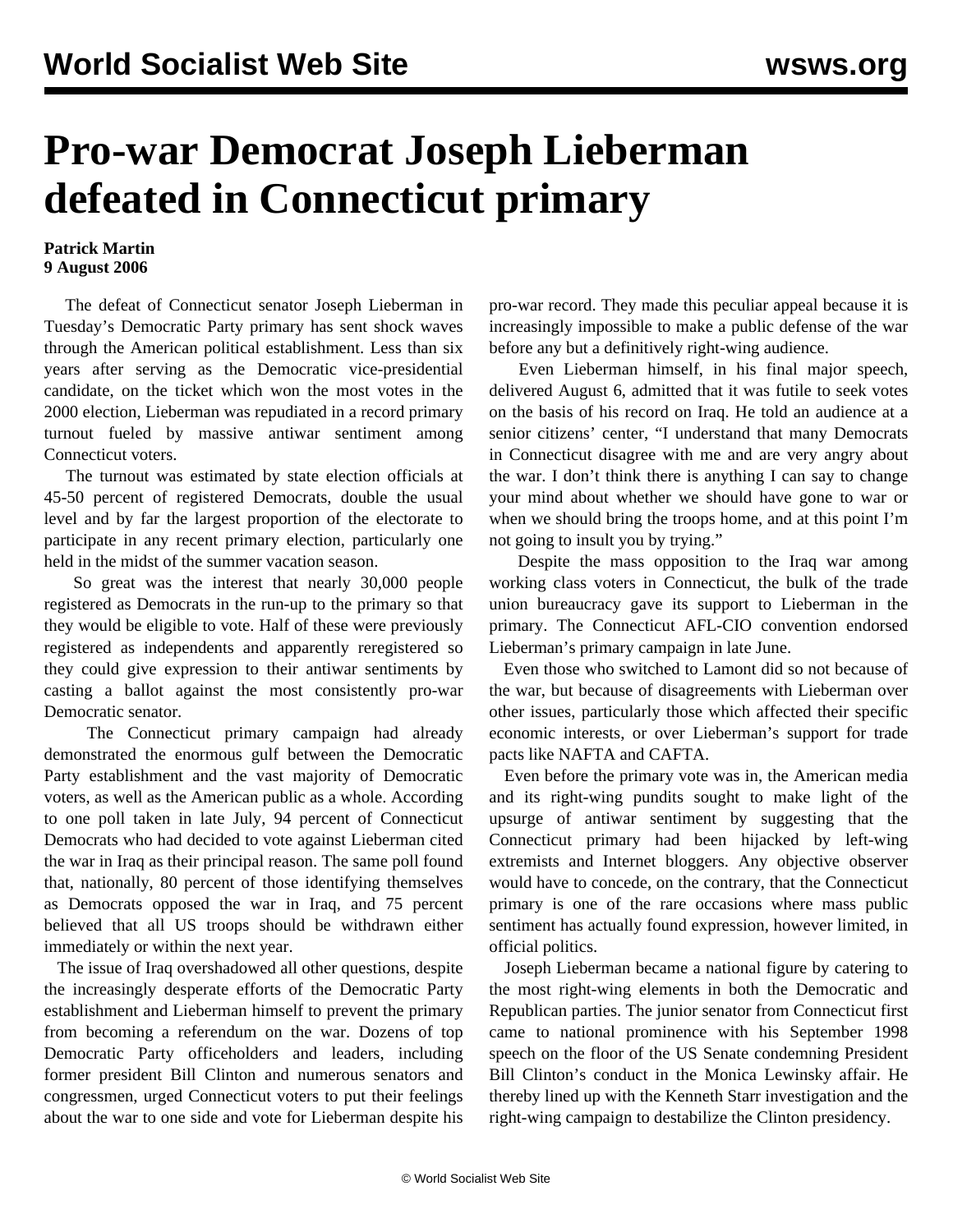# Pro-war Democrat Joseph Lieberman defeated in Connecticut primary

**Patrick Martin**
**9 August 2006**

The defeat of Connecticut senator Joseph Lieberman in Tuesday's Democratic Party primary has sent shock waves through the American political establishment. Less than six years after serving as the Democratic vice-presidential candidate, on the ticket which won the most votes in the 2000 election, Lieberman was repudiated in a record primary turnout fueled by massive antiwar sentiment among Connecticut voters.

The turnout was estimated by state election officials at 45-50 percent of registered Democrats, double the usual level and by far the largest proportion of the electorate to participate in any recent primary election, particularly one held in the midst of the summer vacation season.

So great was the interest that nearly 30,000 people registered as Democrats in the run-up to the primary so that they would be eligible to vote. Half of these were previously registered as independents and apparently reregistered so they could give expression to their antiwar sentiments by casting a ballot against the most consistently pro-war Democratic senator.

The Connecticut primary campaign had already demonstrated the enormous gulf between the Democratic Party establishment and the vast majority of Democratic voters, as well as the American public as a whole. According to one poll taken in late July, 94 percent of Connecticut Democrats who had decided to vote against Lieberman cited the war in Iraq as their principal reason. The same poll found that, nationally, 80 percent of those identifying themselves as Democrats opposed the war in Iraq, and 75 percent believed that all US troops should be withdrawn either immediately or within the next year.

The issue of Iraq overshadowed all other questions, despite the increasingly desperate efforts of the Democratic Party establishment and Lieberman himself to prevent the primary from becoming a referendum on the war. Dozens of top Democratic Party officeholders and leaders, including former president Bill Clinton and numerous senators and congressmen, urged Connecticut voters to put their feelings about the war to one side and vote for Lieberman despite his pro-war record. They made this peculiar appeal because it is increasingly impossible to make a public defense of the war before any but a definitively right-wing audience.

Even Lieberman himself, in his final major speech, delivered August 6, admitted that it was futile to seek votes on the basis of his record on Iraq. He told an audience at a senior citizens' center, "I understand that many Democrats in Connecticut disagree with me and are very angry about the war. I don't think there is anything I can say to change your mind about whether we should have gone to war or when we should bring the troops home, and at this point I'm not going to insult you by trying."

Despite the mass opposition to the Iraq war among working class voters in Connecticut, the bulk of the trade union bureaucracy gave its support to Lieberman in the primary. The Connecticut AFL-CIO convention endorsed Lieberman's primary campaign in late June.

Even those who switched to Lamont did so not because of the war, but because of disagreements with Lieberman over other issues, particularly those which affected their specific economic interests, or over Lieberman's support for trade pacts like NAFTA and CAFTA.

Even before the primary vote was in, the American media and its right-wing pundits sought to make light of the upsurge of antiwar sentiment by suggesting that the Connecticut primary had been hijacked by left-wing extremists and Internet bloggers. Any objective observer would have to concede, on the contrary, that the Connecticut primary is one of the rare occasions where mass public sentiment has actually found expression, however limited, in official politics.

Joseph Lieberman became a national figure by catering to the most right-wing elements in both the Democratic and Republican parties. The junior senator from Connecticut first came to national prominence with his September 1998 speech on the floor of the US Senate condemning President Bill Clinton's conduct in the Monica Lewinsky affair. He thereby lined up with the Kenneth Starr investigation and the right-wing campaign to destabilize the Clinton presidency.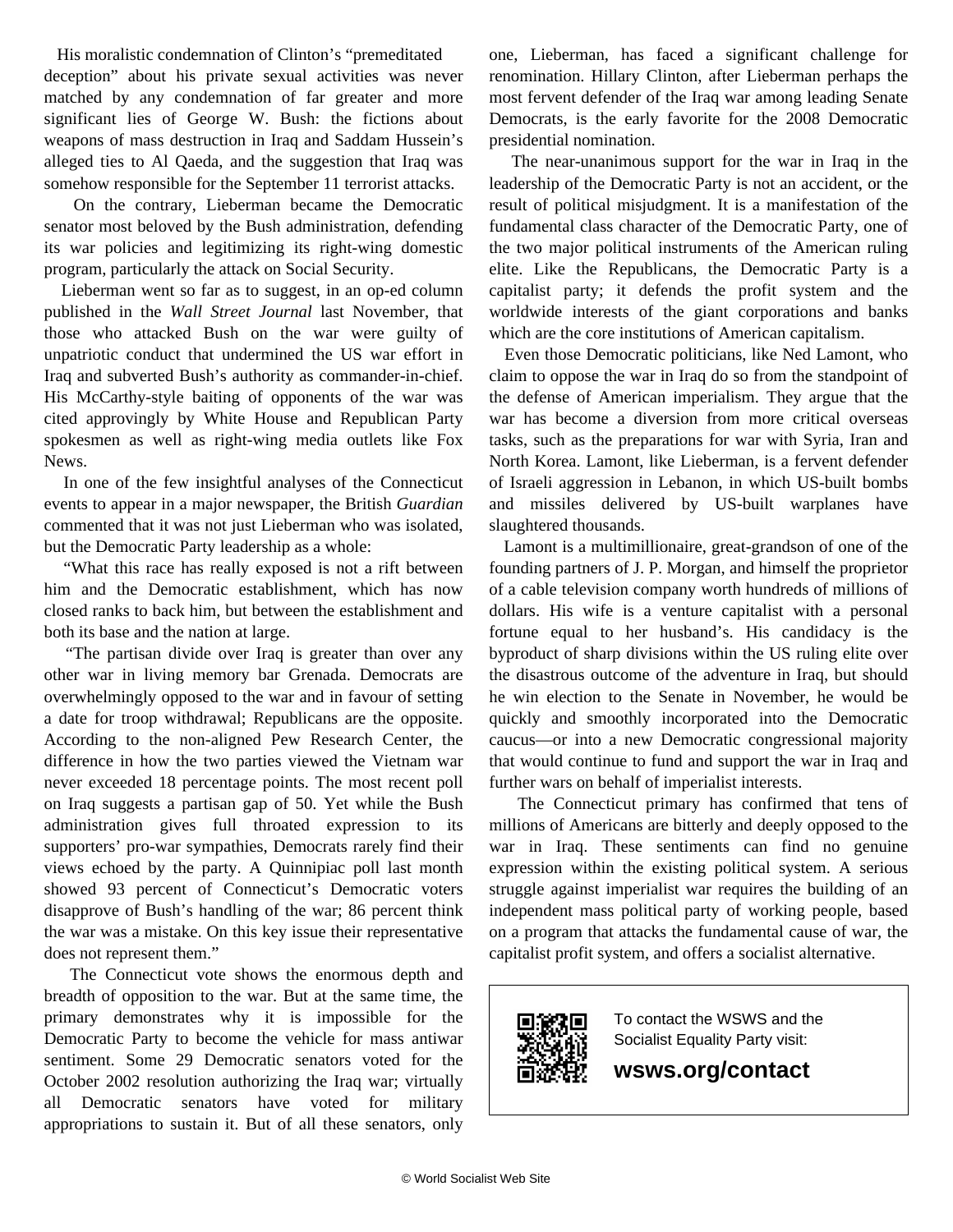His moralistic condemnation of Clinton's "premeditated deception" about his private sexual activities was never matched by any condemnation of far greater and more significant lies of George W. Bush: the fictions about weapons of mass destruction in Iraq and Saddam Hussein's alleged ties to Al Qaeda, and the suggestion that Iraq was somehow responsible for the September 11 terrorist attacks.

On the contrary, Lieberman became the Democratic senator most beloved by the Bush administration, defending its war policies and legitimizing its right-wing domestic program, particularly the attack on Social Security.

Lieberman went so far as to suggest, in an op-ed column published in the *Wall Street Journal* last November, that those who attacked Bush on the war were guilty of unpatriotic conduct that undermined the US war effort in Iraq and subverted Bush's authority as commander-in-chief. His McCarthy-style baiting of opponents of the war was cited approvingly by White House and Republican Party spokesmen as well as right-wing media outlets like Fox News.

In one of the few insightful analyses of the Connecticut events to appear in a major newspaper, the British *Guardian* commented that it was not just Lieberman who was isolated, but the Democratic Party leadership as a whole:

"What this race has really exposed is not a rift between him and the Democratic establishment, which has now closed ranks to back him, but between the establishment and both its base and the nation at large.

"The partisan divide over Iraq is greater than over any other war in living memory bar Grenada. Democrats are overwhelmingly opposed to the war and in favour of setting a date for troop withdrawal; Republicans are the opposite. According to the non-aligned Pew Research Center, the difference in how the two parties viewed the Vietnam war never exceeded 18 percentage points. The most recent poll on Iraq suggests a partisan gap of 50. Yet while the Bush administration gives full throated expression to its supporters' pro-war sympathies, Democrats rarely find their views echoed by the party. A Quinnipiac poll last month showed 93 percent of Connecticut's Democratic voters disapprove of Bush's handling of the war; 86 percent think the war was a mistake. On this key issue their representative does not represent them."

The Connecticut vote shows the enormous depth and breadth of opposition to the war. But at the same time, the primary demonstrates why it is impossible for the Democratic Party to become the vehicle for mass antiwar sentiment. Some 29 Democratic senators voted for the October 2002 resolution authorizing the Iraq war; virtually all Democratic senators have voted for military appropriations to sustain it. But of all these senators, only one, Lieberman, has faced a significant challenge for renomination. Hillary Clinton, after Lieberman perhaps the most fervent defender of the Iraq war among leading Senate Democrats, is the early favorite for the 2008 Democratic presidential nomination.

The near-unanimous support for the war in Iraq in the leadership of the Democratic Party is not an accident, or the result of political misjudgment. It is a manifestation of the fundamental class character of the Democratic Party, one of the two major political instruments of the American ruling elite. Like the Republicans, the Democratic Party is a capitalist party; it defends the profit system and the worldwide interests of the giant corporations and banks which are the core institutions of American capitalism.

Even those Democratic politicians, like Ned Lamont, who claim to oppose the war in Iraq do so from the standpoint of the defense of American imperialism. They argue that the war has become a diversion from more critical overseas tasks, such as the preparations for war with Syria, Iran and North Korea. Lamont, like Lieberman, is a fervent defender of Israeli aggression in Lebanon, in which US-built bombs and missiles delivered by US-built warplanes have slaughtered thousands.

Lamont is a multimillionaire, great-grandson of one of the founding partners of J. P. Morgan, and himself the proprietor of a cable television company worth hundreds of millions of dollars. His wife is a venture capitalist with a personal fortune equal to her husband's. His candidacy is the byproduct of sharp divisions within the US ruling elite over the disastrous outcome of the adventure in Iraq, but should he win election to the Senate in November, he would be quickly and smoothly incorporated into the Democratic caucus—or into a new Democratic congressional majority that would continue to fund and support the war in Iraq and further wars on behalf of imperialist interests.

The Connecticut primary has confirmed that tens of millions of Americans are bitterly and deeply opposed to the war in Iraq. These sentiments can find no genuine expression within the existing political system. A serious struggle against imperialist war requires the building of an independent mass political party of working people, based on a program that attacks the fundamental cause of war, the capitalist profit system, and offers a socialist alternative.

To contact the WSWS and the Socialist Equality Party visit:

**wsws.org/contact**